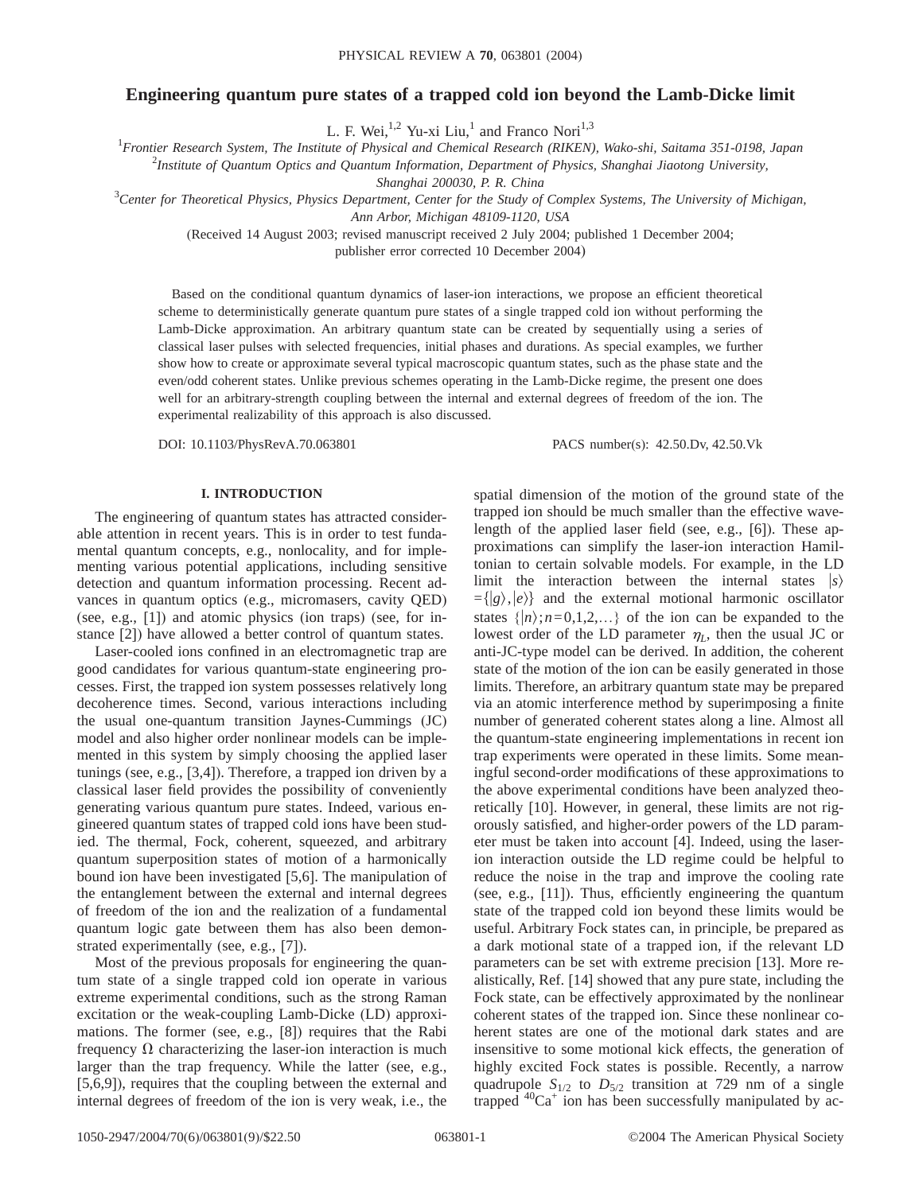# Engineering quantum pure states of a trapped cold ion beyond the Lamb-Dicke limit

L. F. Wei,[1,2] Yu-xi Liu,[1] and Franco Nori[1,3]

[1]*Frontier Research System, The Institute of Physical and Chemical Research (RIKEN), Wako-shi, Saitama 351-0198, Japan*

[2]*Institute of Quantum Optics and Quantum Information, Department of Physics, Shanghai Jiaotong University, Shanghai 200030, P. R. China*

[3]*Center for Theoretical Physics, Physics Department, Center for the Study of Complex Systems, The University of Michigan, Ann Arbor, Michigan 48109-1120, USA*

(Received 14 August 2003; revised manuscript received 2 July 2004; published 1 December 2004; publisher error corrected 10 December 2004)

Based on the conditional quantum dynamics of laser-ion interactions, we propose an efficient theoretical scheme to deterministically generate quantum pure states of a single trapped cold ion without performing the Lamb-Dicke approximation. An arbitrary quantum state can be created by sequentially using a series of classical laser pulses with selected frequencies, initial phases and durations. As special examples, we further show how to create or approximate several typical macroscopic quantum states, such as the phase state and the even/odd coherent states. Unlike previous schemes operating in the Lamb-Dicke regime, the present one does well for an arbitrary-strength coupling between the internal and external degrees of freedom of the ion. The experimental realizability of this approach is also discussed.

DOI: 10.1103/PhysRevA.70.063801 PACS number(s): 42.50.Dv, 42.50.Vk

## I. INTRODUCTION

The engineering of quantum states has attracted considerable attention in recent years. This is in order to test fundamental quantum concepts, e.g., nonlocality, and for implementing various potential applications, including sensitive detection and quantum information processing. Recent advances in quantum optics (e.g., micromasers, cavity QED) (see, e.g., [1]) and atomic physics (ion traps) (see, for instance [2]) have allowed a better control of quantum states.

Laser-cooled ions confined in an electromagnetic trap are good candidates for various quantum-state engineering processes. First, the trapped ion system possesses relatively long decoherence times. Second, various interactions including the usual one-quantum transition Jaynes-Cummings (JC) model and also higher order nonlinear models can be implemented in this system by simply choosing the applied laser tunings (see, e.g., [3,4]). Therefore, a trapped ion driven by a classical laser field provides the possibility of conveniently generating various quantum pure states. Indeed, various engineered quantum states of trapped cold ions have been studied. The thermal, Fock, coherent, squeezed, and arbitrary quantum superposition states of motion of a harmonically bound ion have been investigated [5,6]. The manipulation of the entanglement between the external and internal degrees of freedom of the ion and the realization of a fundamental quantum logic gate between them has also been demonstrated experimentally (see, e.g., [7]).

Most of the previous proposals for engineering the quantum state of a single trapped cold ion operate in various extreme experimental conditions, such as the strong Raman excitation or the weak-coupling Lamb-Dicke (LD) approximations. The former (see, e.g., [8]) requires that the Rabi frequency $\Omega$ characterizing the laser-ion interaction is much larger than the trap frequency. While the latter (see, e.g., [5,6,9]), requires that the coupling between the external and internal degrees of freedom of the ion is very weak, i.e., the spatial dimension of the motion of the ground state of the trapped ion should be much smaller than the effective wavelength of the applied laser field (see, e.g., [6]). These approximations can simplify the laser-ion interaction Hamiltonian to certain solvable models. For example, in the LD limit the interaction between the internal states $|s\rangle = \{|g\rangle, |e\rangle\}$ and the external motional harmonic oscillator states $\{|n\rangle; n=0,1,2,\ldots\}$ of the ion can be expanded to the lowest order of the LD parameter $\eta_L$, then the usual JC or anti-JC-type model can be derived. In addition, the coherent state of the motion of the ion can be easily generated in those limits. Therefore, an arbitrary quantum state may be prepared via an atomic interference method by superimposing a finite number of generated coherent states along a line. Almost all the quantum-state engineering implementations in recent ion trap experiments were operated in these limits. Some meaningful second-order modifications of these approximations to the above experimental conditions have been analyzed theoretically [10]. However, in general, these limits are not rigorously satisfied, and higher-order powers of the LD parameter must be taken into account [4]. Indeed, using the laser-ion interaction outside the LD regime could be helpful to reduce the noise in the trap and improve the cooling rate (see, e.g., [11]). Thus, efficiently engineering the quantum state of the trapped cold ion beyond these limits would be useful. Arbitrary Fock states can, in principle, be prepared as a dark motional state of a trapped ion, if the relevant LD parameters can be set with extreme precision [13]. More realistically, Ref. [14] showed that any pure state, including the Fock state, can be effectively approximated by the nonlinear coherent states of the trapped ion. Since these nonlinear coherent states are one of the motional dark states and are insensitive to some motional kick effects, the generation of highly excited Fock states is possible. Recently, a narrow quadrupole $S_{1/2}$ to $D_{5/2}$ transition at 729 nm of a single trapped $^{40}Ca^{+}$ ion has been successfully manipulated by ac-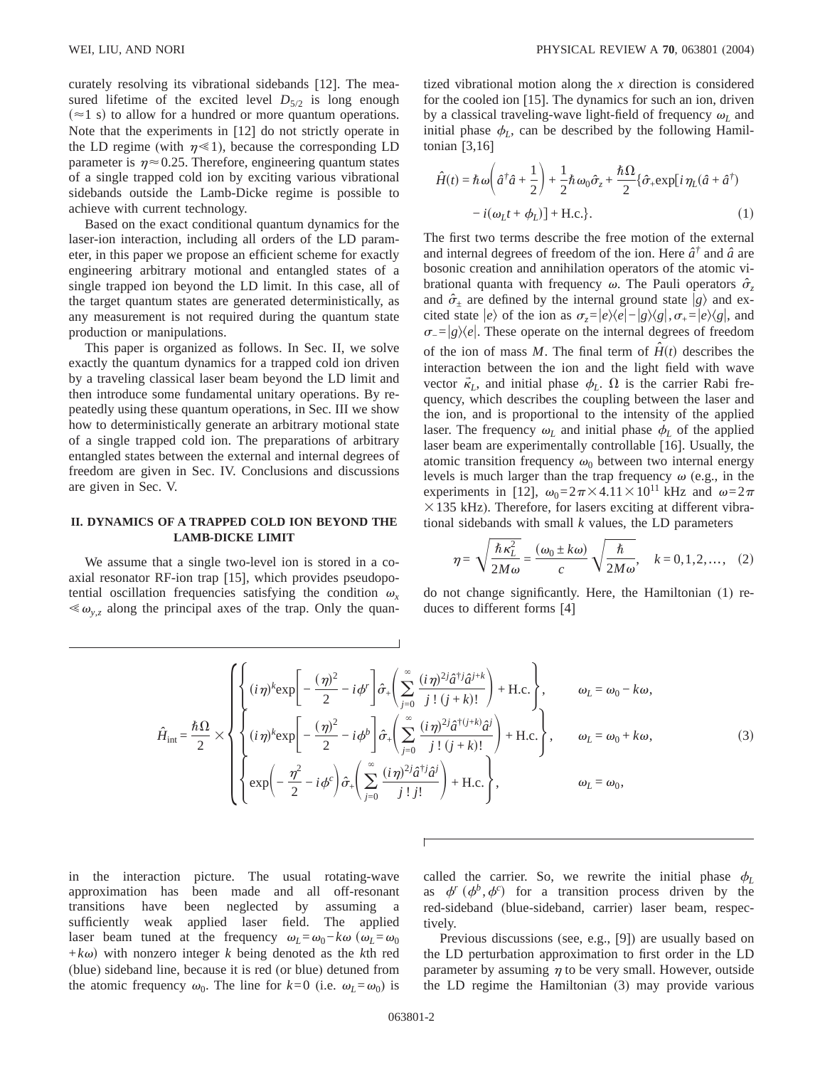curately resolving its vibrational sidebands [12]. The measured lifetime of the excited level $D_{5/2}$ is long enough ($\approx 1$ s) to allow for a hundred or more quantum operations. Note that the experiments in [12] do not strictly operate in the LD regime (with $\eta \ll 1$), because the corresponding LD parameter is $\eta \approx 0.25$. Therefore, engineering quantum states of a single trapped cold ion by exciting various vibrational sidebands outside the Lamb-Dicke regime is possible to achieve with current technology.

Based on the exact conditional quantum dynamics for the laser-ion interaction, including all orders of the LD parameter, in this paper we propose an efficient scheme for exactly engineering arbitrary motional and entangled states of a single trapped ion beyond the LD limit. In this case, all of the target quantum states are generated deterministically, as any measurement is not required during the quantum state production or manipulations.

This paper is organized as follows. In Sec. II, we solve exactly the quantum dynamics for a trapped cold ion driven by a traveling classical laser beam beyond the LD limit and then introduce some fundamental unitary operations. By repeatedly using these quantum operations, in Sec. III we show how to deterministically generate an arbitrary motional state of a single trapped cold ion. The preparations of arbitrary entangled states between the external and internal degrees of freedom are given in Sec. IV. Conclusions and discussions are given in Sec. V.

## II. DYNAMICS OF A TRAPPED COLD ION BEYOND THE LAMB-DICKE LIMIT

We assume that a single two-level ion is stored in a coaxial resonator RF-ion trap [15], which provides pseudopotential oscillation frequencies satisfying the condition $\omega_x \ll \omega_{y,z}$ along the principal axes of the trap. Only the quantized vibrational motion along the $x$ direction is considered for the cooled ion [15]. The dynamics for such an ion, driven by a classical traveling-wave light-field of frequency $\omega_L$ and initial phase $\phi_L$, can be described by the following Hamiltonian [3,16]

$$\hat{H}(t) = \hbar\omega\left(\hat{a}^\dagger\hat{a} + \frac{1}{2}\right) + \frac{1}{2}\hbar\omega_0\hat{\sigma}_z + \frac{\hbar\Omega}{2}\{\hat{\sigma}_+\exp[i\eta_L(\hat{a}+\hat{a}^\dagger) - i(\omega_L t + \phi_L)] + \text{H.c.}\}. \quad (1)$$

The first two terms describe the free motion of the external and internal degrees of freedom of the ion. Here $\hat{a}^\dagger$ and $\hat{a}$ are bosonic creation and annihilation operators of the atomic vibrational quanta with frequency $\omega$. The Pauli operators $\hat{\sigma}_z$ and $\hat{\sigma}_\pm$ are defined by the internal ground state $|g\rangle$ and excited state $|e\rangle$ of the ion as $\sigma_z = |e\rangle\langle e| - |g\rangle\langle g|$, $\sigma_+ = |e\rangle\langle g|$, and $\sigma_- = |g\rangle\langle e|$. These operate on the internal degrees of freedom of the ion of mass $M$. The final term of $\hat{H}(t)$ describes the interaction between the ion and the light field with wave vector $\vec{\kappa}_L$, and initial phase $\phi_L$. $\Omega$ is the carrier Rabi frequency, which describes the coupling between the laser and the ion, and is proportional to the intensity of the applied laser. The frequency $\omega_L$ and initial phase $\phi_L$ of the applied laser beam are experimentally controllable [16]. Usually, the atomic transition frequency $\omega_0$ between two internal energy levels is much larger than the trap frequency $\omega$ (e.g., in the experiments in [12], $\omega_0 = 2\pi \times 4.11 \times 10^{11}$ kHz and $\omega = 2\pi \times 135$ kHz). Therefore, for lasers exciting at different vibrational sidebands with small $k$ values, the LD parameters

$$\eta = \sqrt{\frac{\hbar\kappa_L^2}{2M\omega}} = \frac{(\omega_0 \pm k\omega)}{c}\sqrt{\frac{\hbar}{2M\omega}}, \quad k = 0,1,2,\ldots, \quad (2)$$

do not change significantly. Here, the Hamiltonian (1) reduces to different forms [4]

$$\hat{H}_{\text{int}} = \frac{\hbar\Omega}{2} \times \begin{cases} \left\{(i\eta)^k \exp\left[-\frac{(\eta)^2}{2} - i\phi^r\right]\hat{\sigma}_+\left(\sum_{j=0}^{\infty}\frac{(i\eta)^{2j}\hat{a}^{\dagger j}\hat{a}^{j+k}}{j!\,(j+k)!}\right) + \text{H.c.}\right\}, & \omega_L = \omega_0 - k\omega, \\ \left\{(i\eta)^k \exp\left[-\frac{(\eta)^2}{2} - i\phi^b\right]\hat{\sigma}_+\left(\sum_{j=0}^{\infty}\frac{(i\eta)^{2j}\hat{a}^{\dagger(j+k)}\hat{a}^{j}}{j!\,(j+k)!}\right) + \text{H.c.}\right\}, & \omega_L = \omega_0 + k\omega, \\ \left\{\exp\left(-\frac{\eta^2}{2} - i\phi^c\right)\hat{\sigma}_+\left(\sum_{j=0}^{\infty}\frac{(i\eta)^{2j}\hat{a}^{\dagger j}\hat{a}^{j}}{j!\,j!}\right) + \text{H.c.}\right\}, & \omega_L = \omega_0, \end{cases} \quad (3)$$

in the interaction picture. The usual rotating-wave approximation has been made and all off-resonant transitions have been neglected by assuming a sufficiently weak applied laser field. The applied laser beam tuned at the frequency $\omega_L = \omega_0 - k\omega$ ($\omega_L = \omega_0 + k\omega$) with nonzero integer $k$ being denoted as the $k$th red (blue) sideband line, because it is red (or blue) detuned from the atomic frequency $\omega_0$. The line for $k=0$ (i.e. $\omega_L = \omega_0$) is called the carrier. So, we rewrite the initial phase $\phi_L$ as $\phi^r$ ($\phi^b, \phi^c$) for a transition process driven by the red-sideband (blue-sideband, carrier) laser beam, respectively.

Previous discussions (see, e.g., [9]) are usually based on the LD perturbation approximation to first order in the LD parameter by assuming $\eta$ to be very small. However, outside the LD regime the Hamiltonian (3) may provide various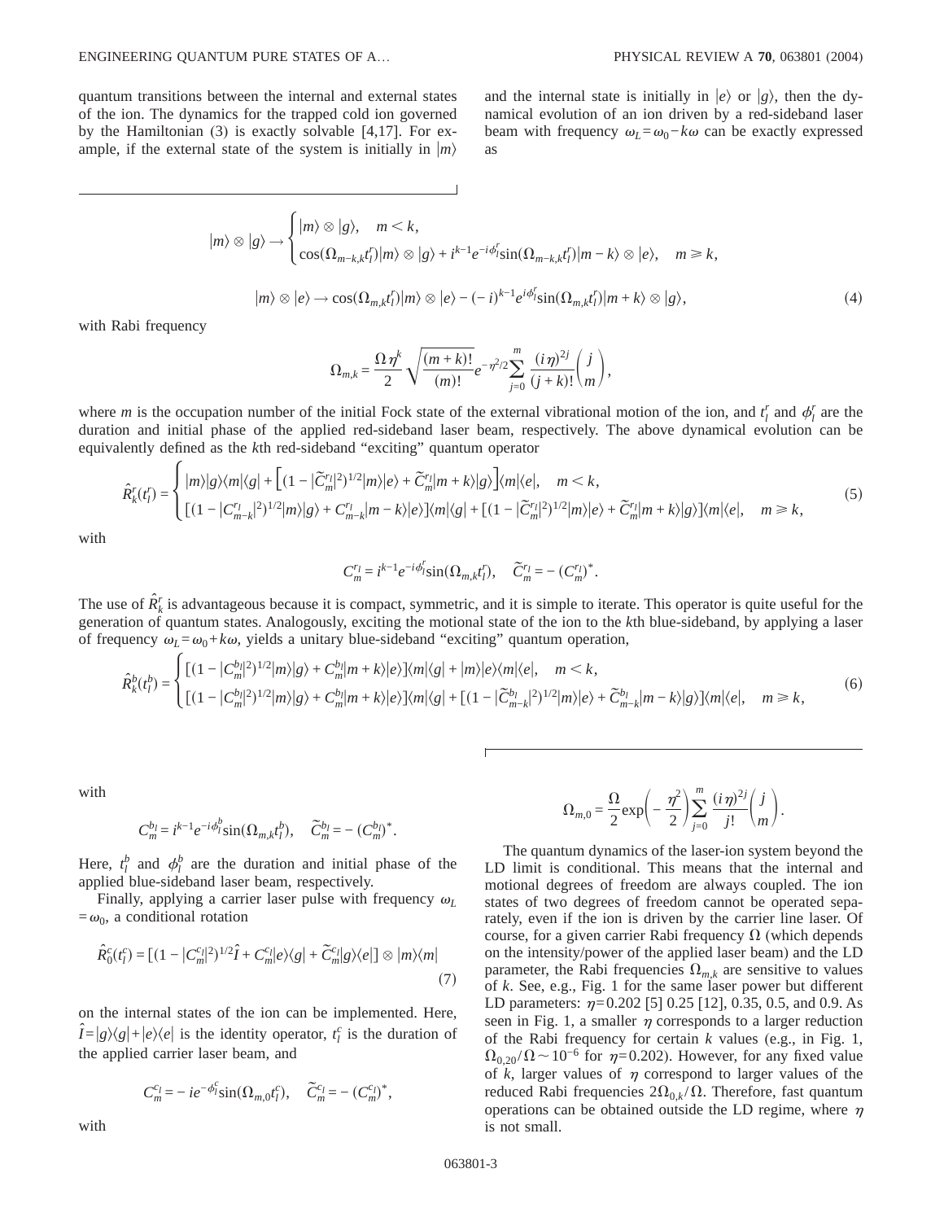quantum transitions between the internal and external states of the ion. The dynamics for the trapped cold ion governed by the Hamiltonian (3) is exactly solvable [4,17]. For example, if the external state of the system is initially in $|m\rangle$ and the internal state is initially in $|e\rangle$ or $|g\rangle$, then the dynamical evolution of an ion driven by a red-sideband laser beam with frequency $\omega_L=\omega_0-k\omega$ can be exactly expressed as

$$
|m\rangle\otimes|g\rangle\rightarrow\begin{cases}|m\rangle\otimes|g\rangle, & m<k,\\ \cos(\Omega_{m-k,k}t_l^r)|m\rangle\otimes|g\rangle+i^{k-1}e^{-i\phi_l^r}\sin(\Omega_{m-k,k}t_l^r)|m-k\rangle\otimes|e\rangle, & m\geq k,\end{cases}
$$

$$
|m\rangle\otimes|e\rangle\rightarrow\cos(\Omega_{m,k}t_l^r)|m\rangle\otimes|e\rangle-(-i)^{k-1}e^{i\phi_l^r}\sin(\Omega_{m,k}t_l^r)|m+k\rangle\otimes|g\rangle, \tag{4}
$$

with Rabi frequency

$$
\Omega_{m,k}=\frac{\Omega\eta^k}{2}\sqrt{\frac{(m+k)!}{(m)!}}e^{-\eta^2/2}\sum_{j=0}^{m}\frac{(i\eta)^{2j}}{(j+k)!}\binom{j}{m},
$$

where $m$ is the occupation number of the initial Fock state of the external vibrational motion of the ion, and $t_l^r$ and $\phi_l^r$ are the duration and initial phase of the applied red-sideband laser beam, respectively. The above dynamical evolution can be equivalently defined as the $k$th red-sideband "exciting" quantum operator

$$
\hat{R}_k^r(t_l^r)=\begin{cases}|m\rangle|g\rangle\langle m|\langle g|+\left[(1-|\tilde{C}_m^{r_l}|^2)^{1/2}|m\rangle|e\rangle+\tilde{C}_m^{r_l}|m+k\rangle|g\rangle\right]\langle m|\langle e|, & m<k,\\ \left[(1-|C_{m-k}^{r_l}|^2)^{1/2}|m\rangle|g\rangle+C_{m-k}^{r_l}|m-k\rangle|e\rangle\right]\langle m|\langle g|+\left[(1-|\tilde{C}_m^{r_l}|^2)^{1/2}|m\rangle|e\rangle+\tilde{C}_m^{r_l}|m+k\rangle|g\rangle\right]\langle m|\langle e|, & m\geq k,\end{cases} \tag{5}
$$

with

$$
C_m^{r_l}=i^{k-1}e^{-i\phi_l^r}\sin(\Omega_{m,k}t_l^r),\quad \tilde{C}_m^{r_l}=-(C_m^{r_l})^*.
$$

The use of $\hat{R}_k^r$ is advantageous because it is compact, symmetric, and it is simple to iterate. This operator is quite useful for the generation of quantum states. Analogously, exciting the motional state of the ion to the $k$th blue-sideband, by applying a laser of frequency $\omega_L=\omega_0+k\omega$, yields a unitary blue-sideband "exciting" quantum operation,

$$
\hat{R}_k^b(t_l^b)=\begin{cases}\left[(1-|C_m^{b_l}|^2)^{1/2}|m\rangle|g\rangle+C_m^{b_l}|m+k\rangle|e\rangle\right]\langle m|\langle g|+|m\rangle|e\rangle\langle m|\langle e|, & m<k,\\ \left[(1-|C_m^{b_l}|^2)^{1/2}|m\rangle|g\rangle+C_m^{b_l}|m+k\rangle|e\rangle\right]\langle m|\langle g|+\left[(1-|\tilde{C}_{m-k}^{b_l}|^2)^{1/2}|m\rangle|e\rangle+\tilde{C}_{m-k}^{b_l}|m-k\rangle|g\rangle\right]\langle m|\langle e|, & m\geq k,\end{cases} \tag{6}
$$

with

$$
C_m^{b_l}=i^{k-1}e^{-i\phi_l^b}\sin(\Omega_{m,k}t_l^b),\quad \tilde{C}_m^{b_l}=-(C_m^{b_l})^*.
$$

Here, $t_l^b$ and $\phi_l^b$ are the duration and initial phase of the applied blue-sideband laser beam, respectively.

Finally, applying a carrier laser pulse with frequency $\omega_L=\omega_0$, a conditional rotation

$$
\hat{R}_0^c(t_l^c)=\left[(1-|C_m^{c_l}|^2)^{1/2}\hat{I}+C_m^{c_l}|e\rangle\langle g|+\tilde{C}_m^{c_l}|g\rangle\langle e|\right]\otimes|m\rangle\langle m| \tag{7}
$$

on the internal states of the ion can be implemented. Here, $\hat{I}=|g\rangle\langle g|+|e\rangle\langle e|$ is the identity operator, $t_l^c$ is the duration of the applied carrier laser beam, and

$$
C_m^{c_l}=-ie^{-\phi_l^c}\sin(\Omega_{m,0}t_l^c),\quad \tilde{C}_m^{c_l}=-(C_m^{c_l})^*,
$$

with

$$
\Omega_{m,0}=\frac{\Omega}{2}\exp\left(-\frac{\eta^2}{2}\right)\sum_{j=0}^{m}\frac{(i\eta)^{2j}}{j!}\binom{j}{m}.
$$

The quantum dynamics of the laser-ion system beyond the LD limit is conditional. This means that the internal and motional degrees of freedom are always coupled. The ion states of two degrees of freedom cannot be operated separately, even if the ion is driven by the carrier line laser. Of course, for a given carrier Rabi frequency $\Omega$ (which depends on the intensity/power of the applied laser beam) and the LD parameter, the Rabi frequencies $\Omega_{m,k}$ are sensitive to values of $k$. See, e.g., Fig. 1 for the same laser power but different LD parameters: $\eta=0.202$ [5] 0.25 [12], 0.35, 0.5, and 0.9. As seen in Fig. 1, a smaller $\eta$ corresponds to a larger reduction of the Rabi frequency for certain $k$ values (e.g., in Fig. 1, $\Omega_{0,20}/\Omega\sim10^{-6}$ for $\eta=0.202$). However, for any fixed value of $k$, larger values of $\eta$ correspond to larger values of the reduced Rabi frequencies $2\Omega_{0,k}/\Omega$. Therefore, fast quantum operations can be obtained outside the LD regime, where $\eta$ is not small.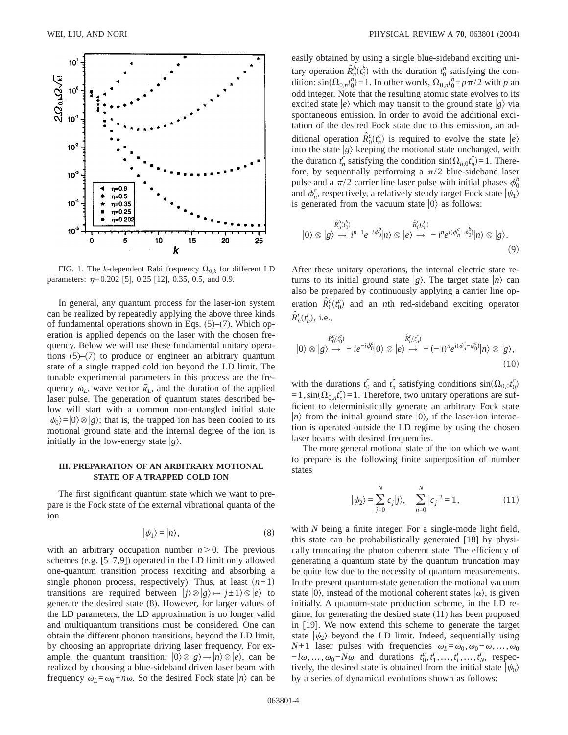FIG. 1. The $k$-dependent Rabi frequency $\Omega_{0,k}$ for different LD parameters: $\eta=0.202$ [5], 0.25 [12], 0.35, 0.5, and 0.9.

In general, any quantum process for the laser-ion system can be realized by repeatedly applying the above three kinds of fundamental operations shown in Eqs. (5)–(7). Which operation is applied depends on the laser with the chosen frequency. Below we will use these fundamental unitary operations (5)–(7) to produce or engineer an arbitrary quantum state of a single trapped cold ion beyond the LD limit. The tunable experimental parameters in this process are the frequency $\omega_L$, wave vector $\vec{\kappa}_L$, and the duration of the applied laser pulse. The generation of quantum states described below will start with a common non-entangled initial state $|\psi_0\rangle=|0\rangle\otimes|g\rangle$; that is, the trapped ion has been cooled to its motional ground state and the internal degree of the ion is initially in the low-energy state $|g\rangle$.

### III. PREPARATION OF AN ARBITRARY MOTIONAL STATE OF A TRAPPED COLD ION

The first significant quantum state which we want to prepare is the Fock state of the external vibrational quanta of the ion

$$|\psi_1\rangle = |n\rangle, \tag{8}$$

with an arbitrary occupation number $n>0$. The previous schemes (e.g. [5–7,9]) operated in the LD limit only allowed one-quantum transition process (exciting and absorbing a single phonon process, respectively). Thus, at least $(n+1)$ transitions are required between $|j\rangle\otimes|g\rangle\leftrightarrow|j\pm1\rangle\otimes|e\rangle$ to generate the desired state (8). However, for larger values of the LD parameters, the LD approximation is no longer valid and multiquantum transitions must be considered. One can obtain the different phonon transitions, beyond the LD limit, by choosing an appropriate driving laser frequency. For example, the quantum transition: $|0\rangle\otimes|g\rangle\rightarrow|n\rangle\otimes|e\rangle$, can be realized by choosing a blue-sideband driven laser beam with frequency $\omega_L=\omega_0+n\omega$. So the desired Fock state $|n\rangle$ can be easily obtained by using a single blue-sideband exciting unitary operation $\hat{R}_n^b(t_0^b)$ with the duration $t_0^b$ satisfying the condition: $\sin(\Omega_{0,n}t_0^b)=1$. In other words, $\Omega_{0,n}t_0^b=p\pi/2$ with $p$ an odd integer. Note that the resulting atomic state evolves to its excited state $|e\rangle$ which may transit to the ground state $|g\rangle$ via spontaneous emission. In order to avoid the additional excitation of the desired Fock state due to this emission, an additional operation $\hat{R}_0^c(t_n^c)$ is required to evolve the state $|e\rangle$ into the state $|g\rangle$ keeping the motional state unchanged, with the duration $t_n^c$ satisfying the condition $\sin(\Omega_{n,0}t_n^c)=1$. Therefore, by sequentially performing a $\pi/2$ blue-sideband laser pulse and a $\pi/2$ carrier line laser pulse with initial phases $\phi_0^b$ and $\phi_n^c$, respectively, a relatively steady target Fock state $|\psi_1\rangle$ is generated from the vacuum state $|0\rangle$ as follows:

$$|0\rangle\otimes|g\rangle \overset{\hat{R}_n^b(t_0^b)}{\longrightarrow} i^{n-1}e^{-i\phi_0^b}|n\rangle\otimes|e\rangle \overset{\hat{R}_0^c(t_n^c)}{\longrightarrow} -i^n e^{i(\phi_n^c-\phi_0^b)}|n\rangle\otimes|g\rangle. \tag{9}$$

After these unitary operations, the internal electric state returns to its initial ground state $|g\rangle$. The target state $|n\rangle$ can also be prepared by continuously applying a carrier line operation $\hat{R}_0^c(t_0^c)$ and an $n$th red-sideband exciting operator $\hat{R}_n^r(t_n^r)$, i.e.,

$$|0\rangle\otimes|g\rangle \overset{\hat{R}_0^c(t_0^c)}{\longrightarrow} -ie^{-i\phi_0^c}|0\rangle\otimes|e\rangle \overset{\hat{R}_n^r(t_n^r)}{\longrightarrow} -(-i)^n e^{i(\phi_n^r-\phi_0^c)}|n\rangle\otimes|g\rangle, \tag{10}$$

with the durations $t_0^c$ and $t_n^r$ satisfying conditions $\sin(\Omega_{0,0}t_0^c)=1, \sin(\Omega_{0,n}t_n^r)=1$. Therefore, two unitary operations are sufficient to deterministically generate an arbitrary Fock state $|n\rangle$ from the initial ground state $|0\rangle$, if the laser-ion interaction is operated outside the LD regime by using the chosen laser beams with desired frequencies.

The more general motional state of the ion which we want to prepare is the following finite superposition of number states

$$|\psi_2\rangle = \sum_{j=0}^{N} c_j|j\rangle, \quad \sum_{n=0}^{N}|c_j|^2=1, \tag{11}$$

with $N$ being a finite integer. For a single-mode light field, this state can be probabilistically generated [18] by physically truncating the photon coherent state. The efficiency of generating a quantum state by the quantum truncation may be quite low due to the necessity of quantum measurements. In the present quantum-state generation the motional vacuum state $|0\rangle$, instead of the motional coherent states $|\alpha\rangle$, is given initially. A quantum-state production scheme, in the LD regime, for generating the desired state (11) has been proposed in [19]. We now extend this scheme to generate the target state $|\psi_2\rangle$ beyond the LD limit. Indeed, sequentially using $N+1$ laser pulses with frequencies $\omega_L=\omega_0,\omega_0-\omega,\ldots,\omega_0-l\omega,\ldots,\omega_0-N\omega$ and durations $t_0^c,t_1^r,\ldots,t_l^r,\ldots,t_N^r$, respectively, the desired state is obtained from the initial state $|\psi_0\rangle$ by a series of dynamical evolutions shown as follows: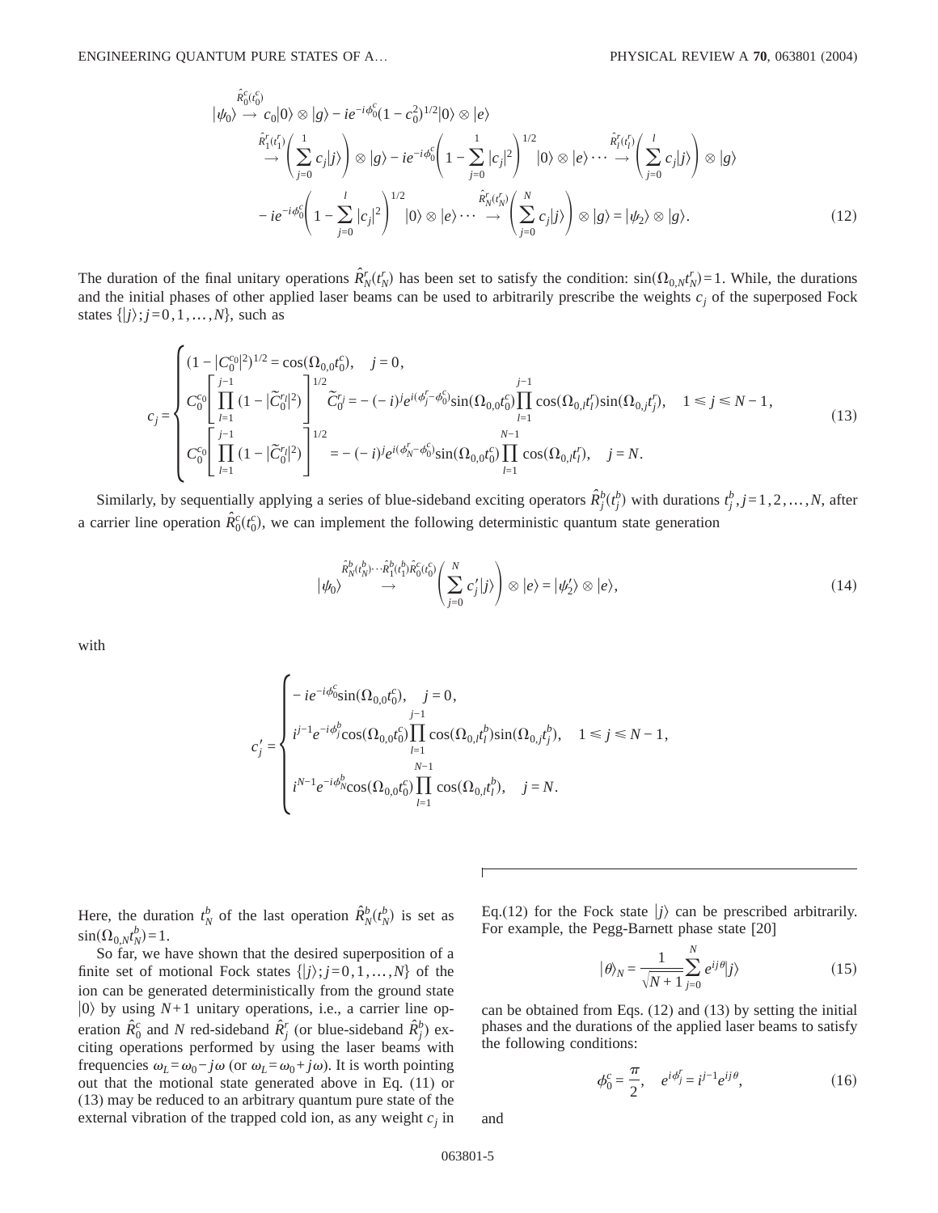$$
\begin{aligned}
|\psi_0\rangle &\overset{\hat{R}_0^c(t_0^c)}{\longrightarrow} c_0|0\rangle \otimes |g\rangle - ie^{-i\phi_0^c}(1-c_0^2)^{1/2}|0\rangle \otimes |e\rangle \\
&\overset{\hat{R}_1^r(t_1^r)}{\longrightarrow} \left(\sum_{j=0}^{1} c_j|j\rangle\right) \otimes |g\rangle - ie^{-i\phi_0^c}\left(1-\sum_{j=0}^{1}|c_j|^2\right)^{1/2}|0\rangle \otimes |e\rangle \cdots \overset{\hat{R}_l^r(t_l^r)}{\longrightarrow} \left(\sum_{j=0}^{l} c_j|j\rangle\right) \otimes |g\rangle \\
&\quad - ie^{-i\phi_0^c}\left(1-\sum_{j=0}^{l}|c_j|^2\right)^{1/2}|0\rangle \otimes |e\rangle \cdots \overset{\hat{R}_N^r(t_N^r)}{\longrightarrow} \left(\sum_{j=0}^{N} c_j|j\rangle\right) \otimes |g\rangle = |\psi_2\rangle \otimes |g\rangle.
\end{aligned}
\tag{12}
$$

The duration of the final unitary operations $\hat{R}_N^r(t_N^r)$ has been set to satisfy the condition: $\sin(\Omega_{0,N}t_N^r)=1$. While, the durations and the initial phases of other applied laser beams can be used to arbitrarily prescribe the weights $c_j$ of the superposed Fock states $\{|j\rangle; j=0,1,\ldots,N\}$, such as

$$
c_j = \begin{cases}
(1-|C_0^{c_0}|^2)^{1/2} = \cos(\Omega_{0,0}t_0^c), \quad j=0, \\
C_0^{c_0}\left[\prod_{l=1}^{j-1}(1-|\widetilde{C}_0^{r_l}|^2)\right]^{1/2}\widetilde{C}_0^{r_j} = -(-i)^j e^{i(\phi_j^r-\phi_0^c)}\sin(\Omega_{0,0}t_0^c)\prod_{l=1}^{j-1}\cos(\Omega_{0,l}t_l^r)\sin(\Omega_{0,j}t_j^r), \quad 1 \leqslant j \leqslant N-1, \\
C_0^{c_0}\left[\prod_{l=1}^{j-1}(1-|\widetilde{C}_0^{r_l}|^2)\right]^{1/2} = -(-i)^j e^{i(\phi_N^r-\phi_0^c)}\sin(\Omega_{0,0}t_0^c)\prod_{l=1}^{N-1}\cos(\Omega_{0,l}t_l^r), \quad j=N.
\end{cases}
\tag{13}
$$

Similarly, by sequentially applying a series of blue-sideband exciting operators $\hat{R}_j^b(t_j^b)$ with durations $t_j^b, j=1,2,\ldots,N$, after a carrier line operation $\hat{R}_0^c(t_0^c)$, we can implement the following deterministic quantum state generation

$$
|\psi_0\rangle \overset{\hat{R}_N^b(t_N^b)\cdots\hat{R}_1^b(t_1^b)\hat{R}_0^c(t_0^c)}{\longrightarrow} \left(\sum_{j=0}^{N} c_j'|j\rangle\right) \otimes |e\rangle = |\psi_2'\rangle \otimes |e\rangle,
\tag{14}
$$

with

$$
c_j' = \begin{cases}
-ie^{-i\phi_0^c}\sin(\Omega_{0,0}t_0^c), \quad j=0, \\
i^{j-1}e^{-i\phi_j^b}\cos(\Omega_{0,0}t_0^c)\prod_{l=1}^{j-1}\cos(\Omega_{0,l}t_l^b)\sin(\Omega_{0,j}t_j^b), \quad 1 \leqslant j \leqslant N-1, \\
i^{N-1}e^{-i\phi_N^b}\cos(\Omega_{0,0}t_0^c)\prod_{l=1}^{N-1}\cos(\Omega_{0,l}t_l^b), \quad j=N.
\end{cases}
$$

Here, the duration $t_N^b$ of the last operation $\hat{R}_N^b(t_N^b)$ is set as $\sin(\Omega_{0,N}t_N^b)=1$.

So far, we have shown that the desired superposition of a finite set of motional Fock states $\{|j\rangle; j=0,1,\ldots,N\}$ of the ion can be generated deterministically from the ground state $|0\rangle$ by using $N+1$ unitary operations, i.e., a carrier line operation $\hat{R}_0^c$ and $N$ red-sideband $\hat{R}_j^r$ (or blue-sideband $\hat{R}_j^b$) exciting operations performed by using the laser beams with frequencies $\omega_L=\omega_0-j\omega$ (or $\omega_L=\omega_0+j\omega$). It is worth pointing out that the motional state generated above in Eq. (11) or (13) may be reduced to an arbitrary quantum pure state of the external vibration of the trapped cold ion, as any weight $c_j$ in Eq.(12) for the Fock state $|j\rangle$ can be prescribed arbitrarily. For example, the Pegg-Barnett phase state [20]

$$
|\theta\rangle_N = \frac{1}{\sqrt{N+1}}\sum_{j=0}^{N} e^{ij\theta}|j\rangle
\tag{15}
$$

can be obtained from Eqs. (12) and (13) by setting the initial phases and the durations of the applied laser beams to satisfy the following conditions:

$$
\phi_0^c = \frac{\pi}{2}, \quad e^{i\phi_j^r} = i^{j-1}e^{ij\theta},
\tag{16}
$$

and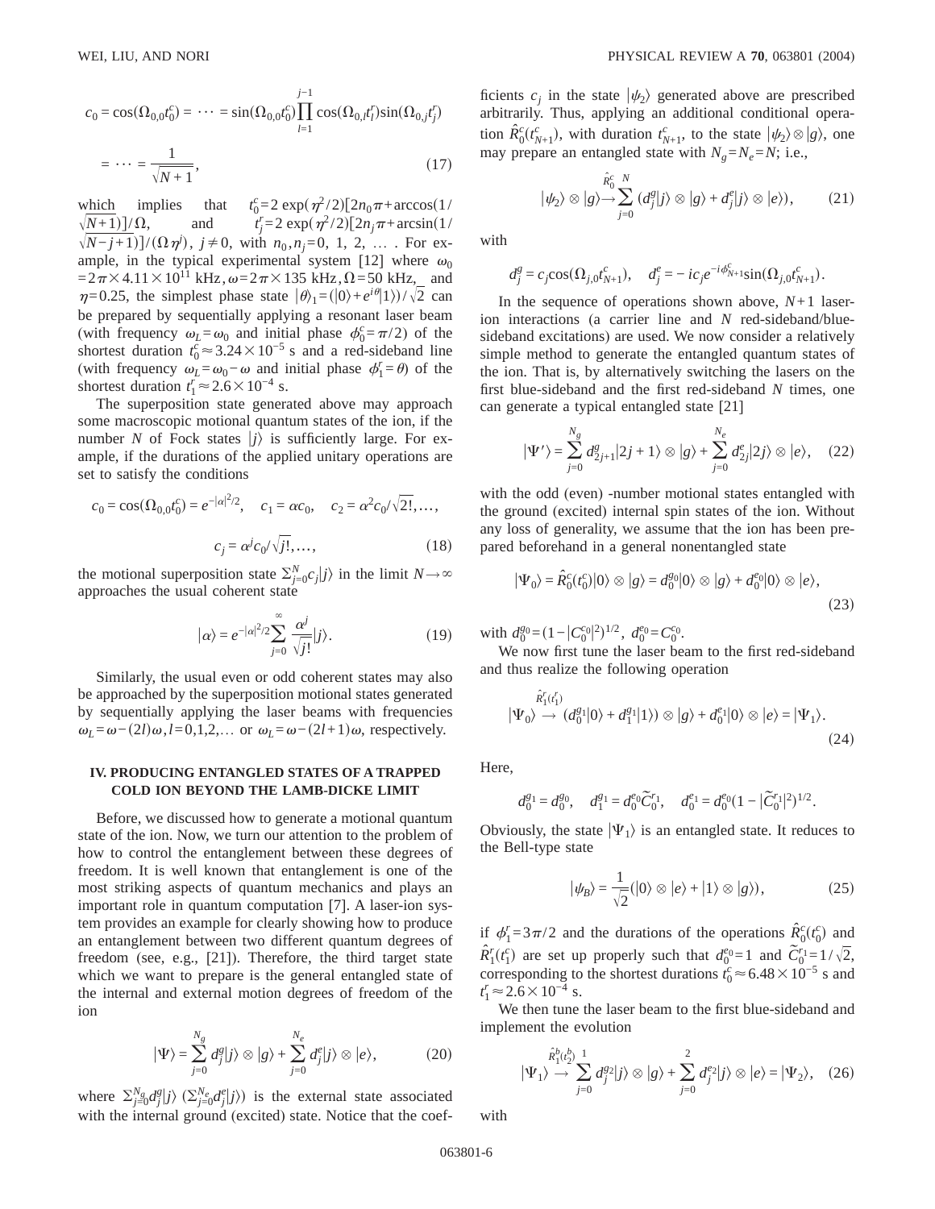$$c_0 = \cos(\Omega_{0,0}t_0^c) = \cdots = \sin(\Omega_{0,0}t_0^c)\prod_{l=1}^{j-1}\cos(\Omega_{0,l}t_l^r)\sin(\Omega_{0,j}t_j^r)$$

$$= \cdots = \frac{1}{\sqrt{N+1}}, \tag{17}$$

which implies that $t_0^c = 2\exp(\eta^2/2)[2n_0\pi + \arccos(1/\sqrt{N+1})]/\Omega$, and $t_j^r = 2\exp(\eta^2/2)[2n_j\pi + \arcsin(1/\sqrt{N-j+1})]/(\Omega\eta^j)$, $j \neq 0$, with $n_0, n_j = 0, 1, 2, \ldots$ . For example, in the typical experimental system [12] where $\omega_0 = 2\pi \times 4.11 \times 10^{11}$ kHz, $\omega = 2\pi \times 135$ kHz, $\Omega = 50$ kHz, and $\eta = 0.25$, the simplest phase state $|\theta\rangle_1 = (|0\rangle + e^{i\theta}|1\rangle)/\sqrt{2}$ can be prepared by sequentially applying a resonant laser beam (with frequency $\omega_L = \omega_0$ and initial phase $\phi_0^c = \pi/2$) of the shortest duration $t_0^c \approx 3.24 \times 10^{-5}$ s and a red-sideband line (with frequency $\omega_L = \omega_0 - \omega$ and initial phase $\phi_1^r = \theta$) of the shortest duration $t_1^r \approx 2.6 \times 10^{-4}$ s.

The superposition state generated above may approach some macroscopic motional quantum states of the ion, if the number $N$ of Fock states $|j\rangle$ is sufficiently large. For example, if the durations of the applied unitary operations are set to satisfy the conditions

$$c_0 = \cos(\Omega_{0,0}t_0^c) = e^{-|\alpha|^2/2}, \quad c_1 = \alpha c_0, \quad c_2 = \alpha^2 c_0/\sqrt{2!}, \ldots,$$

$$c_j = \alpha^j c_0/\sqrt{j!}, \ldots, \tag{18}$$

the motional superposition state $\sum_{j=0}^{N} c_j|j\rangle$ in the limit $N \to \infty$ approaches the usual coherent state

$$|\alpha\rangle = e^{-|\alpha|^2/2}\sum_{j=0}^{\infty}\frac{\alpha^j}{\sqrt{j!}}|j\rangle. \tag{19}$$

Similarly, the usual even or odd coherent states may also be approached by the superposition motional states generated by sequentially applying the laser beams with frequencies $\omega_L = \omega - (2l)\omega, l = 0, 1, 2, \ldots$ or $\omega_L = \omega - (2l+1)\omega$, respectively.

## IV. PRODUCING ENTANGLED STATES OF A TRAPPED COLD ION BEYOND THE LAMB-DICKE LIMIT

Before, we discussed how to generate a motional quantum state of the ion. Now, we turn our attention to the problem of how to control the entanglement between these degrees of freedom. It is well known that entanglement is one of the most striking aspects of quantum mechanics and plays an important role in quantum computation [7]. A laser-ion system provides an example for clearly showing how to produce an entanglement between two different quantum degrees of freedom (see, e.g., [21]). Therefore, the third target state which we want to prepare is the general entangled state of the internal and external motion degrees of freedom of the ion

$$|\Psi\rangle = \sum_{j=0}^{N_g} d_j^g|j\rangle \otimes |g\rangle + \sum_{j=0}^{N_e} d_j^e|j\rangle \otimes |e\rangle, \tag{20}$$

where $\sum_{j=0}^{N_g} d_j^g|j\rangle$ ($\sum_{j=0}^{N_e} d_j^e|j\rangle$) is the external state associated with the internal ground (excited) state. Notice that the coefficients $c_j$ in the state $|\psi_2\rangle$ generated above are prescribed arbitrarily. Thus, applying an additional conditional operation $\hat{R}_0^c(t_{N+1}^c)$, with duration $t_{N+1}^c$, to the state $|\psi_2\rangle \otimes |g\rangle$, one may prepare an entangled state with $N_g = N_e = N$; i.e.,

$$|\psi_2\rangle \otimes |g\rangle \xrightarrow{\hat{R}_0^c} \sum_{j=0}^{N}(d_j^g|j\rangle \otimes |g\rangle + d_j^e|j\rangle \otimes |e\rangle), \tag{21}$$

with

$$d_j^g = c_j\cos(\Omega_{j,0}t_{N+1}^c), \quad d_j^e = -ic_je^{-i\phi_{N+1}^c}\sin(\Omega_{j,0}t_{N+1}^c).$$

In the sequence of operations shown above, $N+1$ laser-ion interactions (a carrier line and $N$ red-sideband/blue-sideband excitations) are used. We now consider a relatively simple method to generate the entangled quantum states of the ion. That is, by alternatively switching the lasers on the first blue-sideband and the first red-sideband $N$ times, one can generate a typical entangled state [21]

$$|\Psi'\rangle = \sum_{j=0}^{N_g} d_{2j+1}^g|2j+1\rangle \otimes |g\rangle + \sum_{j=0}^{N_e} d_{2j}^e|2j\rangle \otimes |e\rangle, \tag{22}$$

with the odd (even) -number motional states entangled with the ground (excited) internal spin states of the ion. Without any loss of generality, we assume that the ion has been prepared beforehand in a general nonentangled state

$$|\Psi_0\rangle = \hat{R}_0^c(t_0^c)|0\rangle \otimes |g\rangle = d_0^{g_0}|0\rangle \otimes |g\rangle + d_0^{e_0}|0\rangle \otimes |e\rangle, \tag{23}$$

with $d_0^{g_0} = (1-|C_0^{c_0}|^2)^{1/2}$, $d_0^{e_0} = C_0^{c_0}$.

We now first tune the laser beam to the first red-sideband and thus realize the following operation

$$|\Psi_0\rangle \xrightarrow{\hat{R}_1^r(t_1^r)} (d_0^{g_1}|0\rangle + d_1^{g_1}|1\rangle) \otimes |g\rangle + d_0^{e_1}|0\rangle \otimes |e\rangle = |\Psi_1\rangle. \tag{24}$$

Here,

$$d_0^{g_1} = d_0^{g_0}, \quad d_1^{g_1} = d_0^{e_0}\tilde{C}_0^{r_1}, \quad d_0^{e_1} = d_0^{e_0}(1-|\tilde{C}_0^{r_1}|^2)^{1/2}.$$

Obviously, the state $|\Psi_1\rangle$ is an entangled state. It reduces to the Bell-type state

$$|\psi_B\rangle = \frac{1}{\sqrt{2}}(|0\rangle \otimes |e\rangle + |1\rangle \otimes |g\rangle), \tag{25}$$

if $\phi_1^r = 3\pi/2$ and the durations of the operations $\hat{R}_0^c(t_0^c)$ and $\hat{R}_1^r(t_1^c)$ are set up properly such that $d_0^{e_0} = 1$ and $\tilde{C}_0^{r_1} = 1/\sqrt{2}$, corresponding to the shortest durations $t_0^c \approx 6.48 \times 10^{-5}$ s and $t_1^r \approx 2.6 \times 10^{-4}$ s.

We then tune the laser beam to the first blue-sideband and implement the evolution

$$|\Psi_1\rangle \xrightarrow{\hat{R}_1^b(t_2^b)} \sum_{j=0}^{1} d_j^{g_2}|j\rangle \otimes |g\rangle + \sum_{j=0}^{2} d_j^{e_2}|j\rangle \otimes |e\rangle = |\Psi_2\rangle, \tag{26}$$

with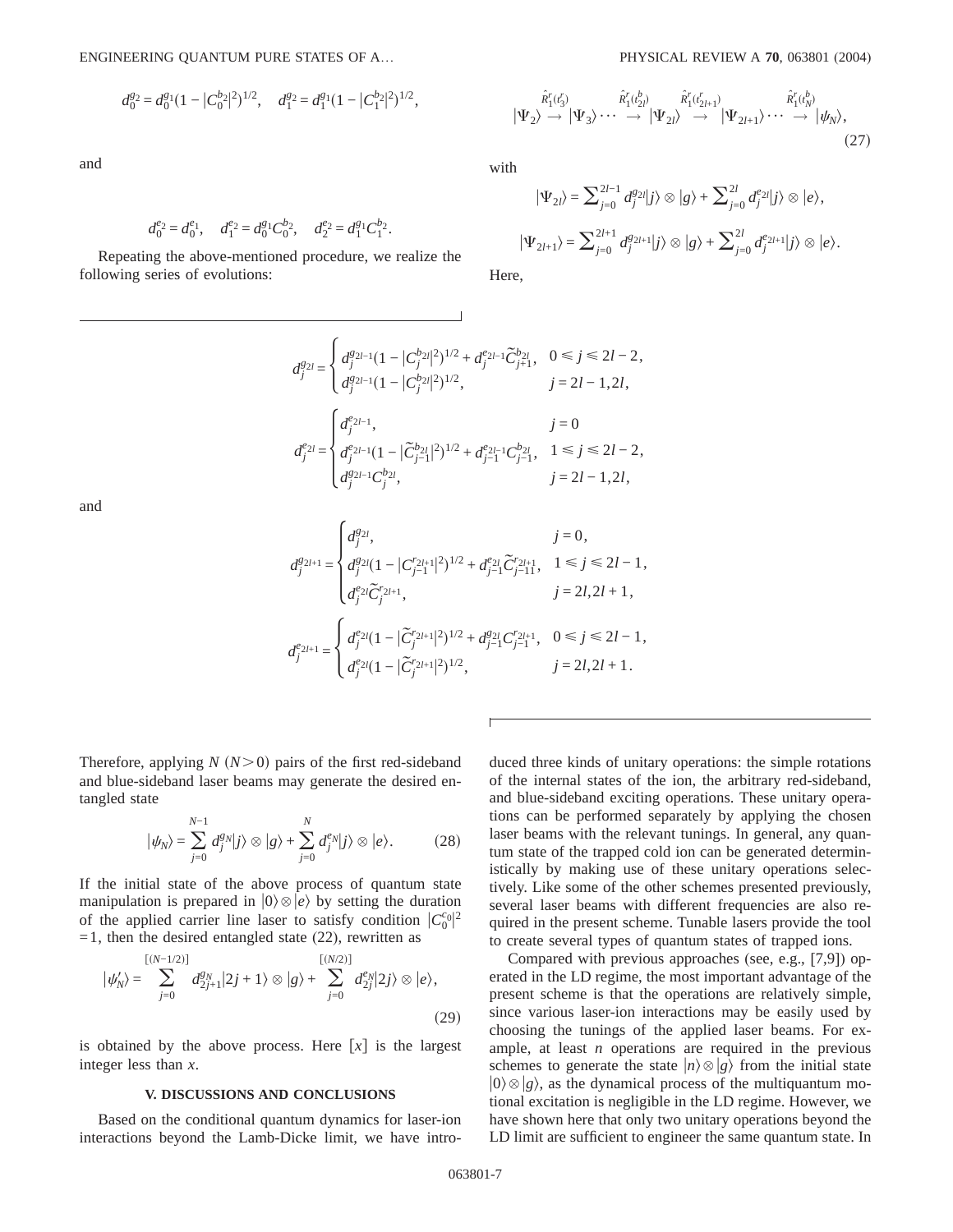$$d_0^{g_2} = d_0^{g_1}(1 - |C_0^{b_2}|^2)^{1/2}, \quad d_1^{g_2} = d_1^{g_1}(1 - |C_1^{b_2}|^2)^{1/2},$$

and

$$d_0^{e_2} = d_0^{e_1}, \quad d_1^{e_2} = d_0^{g_1} C_0^{b_2}, \quad d_2^{e_2} = d_1^{g_1} C_1^{b_2}.$$

Repeating the above-mentioned procedure, we realize the following series of evolutions:

$$|\Psi_2\rangle \overset{\hat{R}_1^r(t_3^r)}{\rightarrow} |\Psi_3\rangle \cdots \overset{\hat{R}_1^r(t_{2l}^b)}{\rightarrow} |\Psi_{2l}\rangle \overset{\hat{R}_1^r(t_{2l+1}^r)}{\rightarrow} |\Psi_{2l+1}\rangle \cdots \overset{\hat{R}_1^r(t_N^b)}{\rightarrow} |\psi_N\rangle, \tag{27}$$

with

$$|\Psi_{2l}\rangle = \sum_{j=0}^{2l-1} d_j^{g_{2l}} |j\rangle \otimes |g\rangle + \sum_{j=0}^{2l} d_j^{e_{2l}} |j\rangle \otimes |e\rangle,$$

$$|\Psi_{2l+1}\rangle = \sum_{j=0}^{2l+1} d_j^{g_{2l+1}} |j\rangle \otimes |g\rangle + \sum_{j=0}^{2l} d_j^{e_{2l+1}} |j\rangle \otimes |e\rangle.$$

Here,

$$d_j^{g_{2l}} = \begin{cases} d_j^{g_{2l-1}}(1 - |C_j^{b_{2l}}|^2)^{1/2} + d_j^{e_{2l-1}} \widetilde{C}_{j+1}^{b_{2l}}, & 0 \leq j \leq 2l-2, \\ d_j^{g_{2l-1}}(1 - |C_j^{b_{2l}}|^2)^{1/2}, & j = 2l-1, 2l, \end{cases}$$

$$d_j^{e_{2l}} = \begin{cases} d_j^{e_{2l-1}}, & j = 0 \\ d_j^{e_{2l-1}}(1 - |\widetilde{C}_{j-1}^{b_{2l}}|^2)^{1/2} + d_{j-1}^{g_{2l-1}} C_{j-1}^{b_{2l}}, & 1 \leq j \leq 2l-2, \\ d_j^{g_{2l-1}} C_j^{b_{2l}}, & j = 2l-1, 2l, \end{cases}$$

and

$$d_j^{g_{2l+1}} = \begin{cases} d_j^{g_{2l}}, & j = 0, \\ d_j^{g_{2l}}(1 - |C_{j-1}^{r_{2l+1}}|^2)^{1/2} + d_{j-1}^{e_{2l}} \widetilde{C}_{j-11}^{r_{2l+1}}, & 1 \leq j \leq 2l-1, \\ d_j^{e_{2l}} \widetilde{C}_j^{r_{2l+1}}, & j = 2l, 2l+1, \end{cases}$$

$$d_j^{e_{2l+1}} = \begin{cases} d_j^{e_{2l}}(1 - |\widetilde{C}_j^{r_{2l+1}}|^2)^{1/2} + d_{j-1}^{g_{2l}} C_{j-1}^{r_{2l+1}}, & 0 \leq j \leq 2l-1, \\ d_j^{e_{2l}}(1 - |\widetilde{C}_j^{r_{2l+1}}|^2)^{1/2}, & j = 2l, 2l+1. \end{cases}$$

Therefore, applying $N$ $(N>0)$ pairs of the first red-sideband and blue-sideband laser beams may generate the desired entangled state

$$|\psi_N\rangle = \sum_{j=0}^{N-1} d_j^{g_N} |j\rangle \otimes |g\rangle + \sum_{j=0}^{N} d_j^{e_N} |j\rangle \otimes |e\rangle. \tag{28}$$

If the initial state of the above process of quantum state manipulation is prepared in $|0\rangle \otimes |e\rangle$ by setting the duration of the applied carrier line laser to satisfy condition $|C_0^{c_0}|^2 = 1$, then the desired entangled state (22), rewritten as

$$|\psi_N'\rangle = \sum_{j=0}^{[(N-1/2)]} d_{2j+1}^{g_N} |2j+1\rangle \otimes |g\rangle + \sum_{j=0}^{[(N/2)]} d_{2j}^{e_N} |2j\rangle \otimes |e\rangle, \tag{29}$$

is obtained by the above process. Here $[x]$ is the largest integer less than $x$.

### V. DISCUSSIONS AND CONCLUSIONS

Based on the conditional quantum dynamics for laser-ion interactions beyond the Lamb-Dicke limit, we have introduced three kinds of unitary operations: the simple rotations of the internal states of the ion, the arbitrary red-sideband, and blue-sideband exciting operations. These unitary operations can be performed separately by applying the chosen laser beams with the relevant tunings. In general, any quantum state of the trapped cold ion can be generated deterministically by making use of these unitary operations selectively. Like some of the other schemes presented previously, several laser beams with different frequencies are also required in the present scheme. Tunable lasers provide the tool to create several types of quantum states of trapped ions.

Compared with previous approaches (see, e.g., [7,9]) operated in the LD regime, the most important advantage of the present scheme is that the operations are relatively simple, since various laser-ion interactions may be easily used by choosing the tunings of the applied laser beams. For example, at least $n$ operations are required in the previous schemes to generate the state $|n\rangle \otimes |g\rangle$ from the initial state $|0\rangle \otimes |g\rangle$, as the dynamical process of the multiquantum motional excitation is negligible in the LD regime. However, we have shown here that only two unitary operations beyond the LD limit are sufficient to engineer the same quantum state. In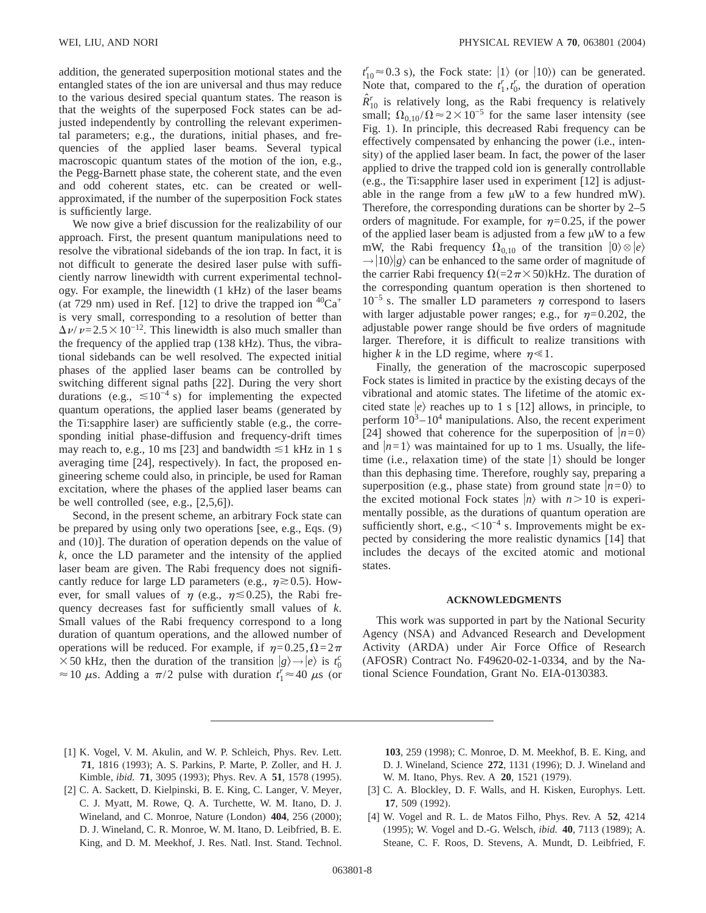addition, the generated superposition motional states and the entangled states of the ion are universal and thus may reduce to the various desired special quantum states. The reason is that the weights of the superposed Fock states can be adjusted independently by controlling the relevant experimental parameters; e.g., the durations, initial phases, and frequencies of the applied laser beams. Several typical macroscopic quantum states of the motion of the ion, e.g., the Pegg-Barnett phase state, the coherent state, and the even and odd coherent states, etc. can be created or well-approximated, if the number of the superposition Fock states is sufficiently large.

We now give a brief discussion for the realizability of our approach. First, the present quantum manipulations need to resolve the vibrational sidebands of the ion trap. In fact, it is not difficult to generate the desired laser pulse with sufficiently narrow linewidth with current experimental technology. For example, the linewidth (1 kHz) of the laser beams (at 729 nm) used in Ref. [12] to drive the trapped ion $^{40}Ca^+$ is very small, corresponding to a resolution of better than $\Delta\nu/\nu = 2.5\times10^{-12}$. This linewidth is also much smaller than the frequency of the applied trap (138 kHz). Thus, the vibrational sidebands can be well resolved. The expected initial phases of the applied laser beams can be controlled by switching different signal paths [22]. During the very short durations (e.g., $\lesssim 10^{-4}$ s) for implementing the expected quantum operations, the applied laser beams (generated by the Ti:sapphire laser) are sufficiently stable (e.g., the corresponding initial phase-diffusion and frequency-drift times may reach to, e.g., 10 ms [23] and bandwidth $\lesssim 1$ kHz in 1 s averaging time [24], respectively). In fact, the proposed engineering scheme could also, in principle, be used for Raman excitation, where the phases of the applied laser beams can be well controlled (see, e.g., [2,5,6]).

Second, in the present scheme, an arbitrary Fock state can be prepared by using only two operations [see, e.g., Eqs. (9) and (10)]. The duration of operation depends on the value of $k$, once the LD parameter and the intensity of the applied laser beam are given. The Rabi frequency does not significantly reduce for large LD parameters (e.g., $\eta \gtrsim 0.5$). However, for small values of $\eta$ (e.g., $\eta \lesssim 0.25$), the Rabi frequency decreases fast for sufficiently small values of $k$. Small values of the Rabi frequency correspond to a long duration of quantum operations, and the allowed number of operations will be reduced. For example, if $\eta=0.25, \Omega=2\pi\times50$ kHz, then the duration of the transition $|g\rangle\rightarrow|e\rangle$ is $t_0^c \approx 10$ $\mu$s. Adding a $\pi/2$ pulse with duration $t_1^r \approx 40$ $\mu$s (or $t_{10}^r \approx 0.3$ s), the Fock state: $|1\rangle$ (or $|10\rangle$) can be generated. Note that, compared to the $t_1^r, t_0^r$, the duration of operation $\hat{R}_{10}^r$ is relatively long, as the Rabi frequency is relatively small; $\Omega_{0,10}/\Omega \approx 2\times10^{-5}$ for the same laser intensity (see Fig. 1). In principle, this decreased Rabi frequency can be effectively compensated by enhancing the power (i.e., intensity) of the applied laser beam. In fact, the power of the laser applied to drive the trapped cold ion is generally controllable (e.g., the Ti:sapphire laser used in experiment [12] is adjustable in the range from a few μW to a few hundred mW). Therefore, the corresponding durations can be shorter by 2–5 orders of magnitude. For example, for $\eta=0.25$, if the power of the applied laser beam is adjusted from a few μW to a few mW, the Rabi frequency $\Omega_{0,10}$ of the transition $|0\rangle\otimes|e\rangle\rightarrow|10\rangle|g\rangle$ can be enhanced to the same order of magnitude of the carrier Rabi frequency $\Omega(=2\pi\times50)$kHz. The duration of the corresponding quantum operation is then shortened to $10^{-5}$ s. The smaller LD parameters $\eta$ correspond to lasers with larger adjustable power ranges; e.g., for $\eta=0.202$, the adjustable power range should be five orders of magnitude larger. Therefore, it is difficult to realize transitions with higher $k$ in the LD regime, where $\eta \ll 1$.

Finally, the generation of the macroscopic superposed Fock states is limited in practice by the existing decays of the vibrational and atomic states. The lifetime of the atomic excited state $|e\rangle$ reaches up to 1 s [12] allows, in principle, to perform $10^3$–$10^4$ manipulations. Also, the recent experiment [24] showed that coherence for the superposition of $|n=0\rangle$ and $|n=1\rangle$ was maintained for up to 1 ms. Usually, the lifetime (i.e., relaxation time) of the state $|1\rangle$ should be longer than this dephasing time. Therefore, roughly say, preparing a superposition (e.g., phase state) from ground state $|n=0\rangle$ to the excited motional Fock states $|n\rangle$ with $n>10$ is experimentally possible, as the durations of quantum operation are sufficiently short, e.g., $<10^{-4}$ s. Improvements might be expected by considering the more realistic dynamics [14] that includes the decays of the excited atomic and motional states.

## ACKNOWLEDGMENTS

This work was supported in part by the National Security Agency (NSA) and Advanced Research and Development Activity (ARDA) under Air Force Office of Research (AFOSR) Contract No. F49620-02-1-0334, and by the National Science Foundation, Grant No. EIA-0130383.

---

[1] K. Vogel, V. M. Akulin, and W. P. Schleich, Phys. Rev. Lett. **71**, 1816 (1993); A. S. Parkins, P. Marte, P. Zoller, and H. J. Kimble, *ibid.* **71**, 3095 (1993); Phys. Rev. A **51**, 1578 (1995).

[2] C. A. Sackett, D. Kielpinski, B. E. King, C. Langer, V. Meyer, C. J. Myatt, M. Rowe, Q. A. Turchette, W. M. Itano, D. J. Wineland, and C. Monroe, Nature (London) **404**, 256 (2000); D. J. Wineland, C. R. Monroe, W. M. Itano, D. Leibfried, B. E. King, and D. M. Meekhof, J. Res. Natl. Inst. Stand. Technol. **103**, 259 (1998); C. Monroe, D. M. Meekhof, B. E. King, and D. J. Wineland, Science **272**, 1131 (1996); D. J. Wineland and W. M. Itano, Phys. Rev. A **20**, 1521 (1979).

[3] C. A. Blockley, D. F. Walls, and H. Kisken, Europhys. Lett. **17**, 509 (1992).

[4] W. Vogel and R. L. de Matos Filho, Phys. Rev. A **52**, 4214 (1995); W. Vogel and D.-G. Welsch, *ibid.* **40**, 7113 (1989); A. Steane, C. F. Roos, D. Stevens, A. Mundt, D. Leibfried, F.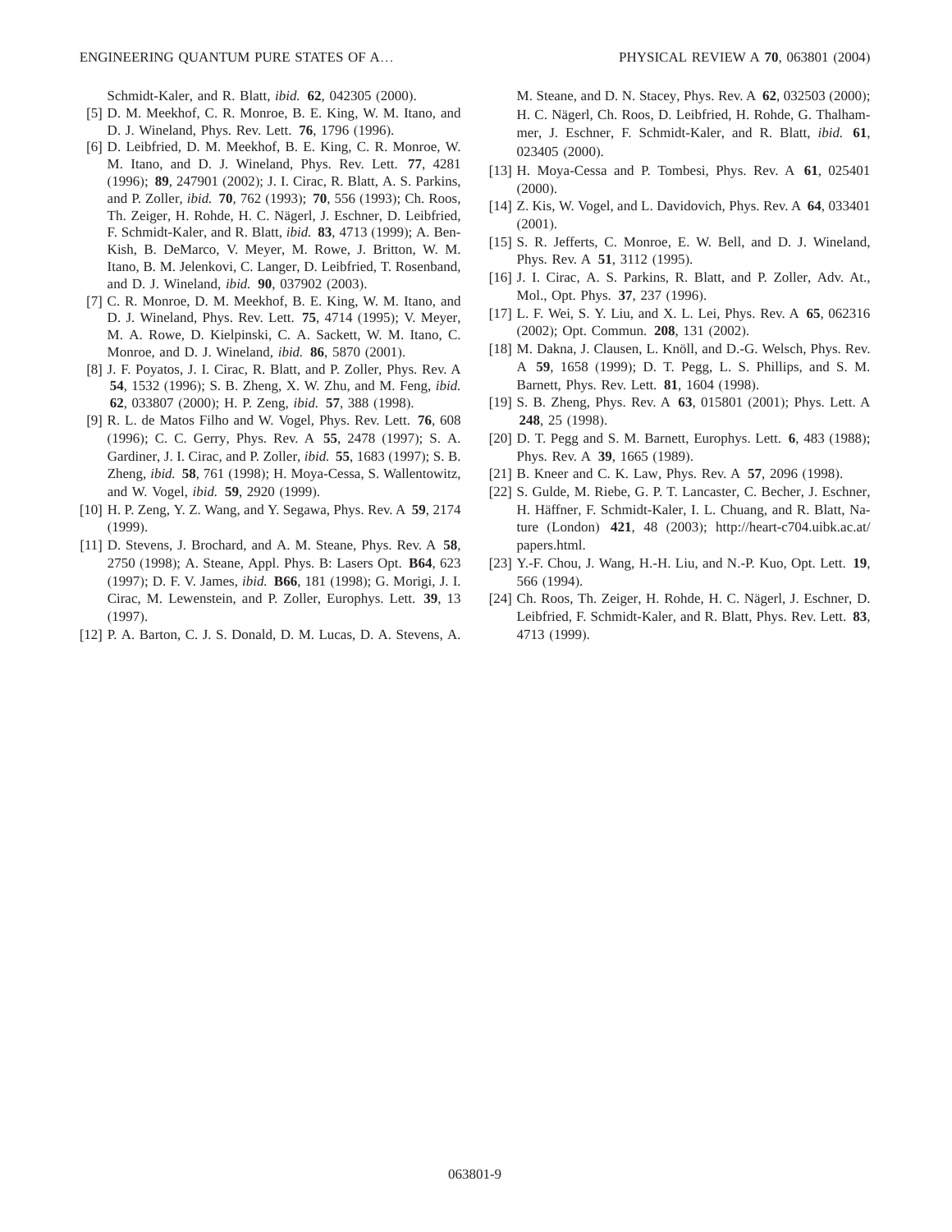Schmidt-Kaler, and R. Blatt, *ibid.* **62**, 042305 (2000).

[5] D. M. Meekhof, C. R. Monroe, B. E. King, W. M. Itano, and D. J. Wineland, Phys. Rev. Lett. **76**, 1796 (1996).

[6] D. Leibfried, D. M. Meekhof, B. E. King, C. R. Monroe, W. M. Itano, and D. J. Wineland, Phys. Rev. Lett. **77**, 4281 (1996); **89**, 247901 (2002); J. I. Cirac, R. Blatt, A. S. Parkins, and P. Zoller, *ibid.* **70**, 762 (1993); **70**, 556 (1993); Ch. Roos, Th. Zeiger, H. Rohde, H. C. Nägerl, J. Eschner, D. Leibfried, F. Schmidt-Kaler, and R. Blatt, *ibid.* **83**, 4713 (1999); A. Ben-Kish, B. DeMarco, V. Meyer, M. Rowe, J. Britton, W. M. Itano, B. M. Jelenkovi, C. Langer, D. Leibfried, T. Rosenband, and D. J. Wineland, *ibid.* **90**, 037902 (2003).

[7] C. R. Monroe, D. M. Meekhof, B. E. King, W. M. Itano, and D. J. Wineland, Phys. Rev. Lett. **75**, 4714 (1995); V. Meyer, M. A. Rowe, D. Kielpinski, C. A. Sackett, W. M. Itano, C. Monroe, and D. J. Wineland, *ibid.* **86**, 5870 (2001).

[8] J. F. Poyatos, J. I. Cirac, R. Blatt, and P. Zoller, Phys. Rev. A **54**, 1532 (1996); S. B. Zheng, X. W. Zhu, and M. Feng, *ibid.* **62**, 033807 (2000); H. P. Zeng, *ibid.* **57**, 388 (1998).

[9] R. L. de Matos Filho and W. Vogel, Phys. Rev. Lett. **76**, 608 (1996); C. C. Gerry, Phys. Rev. A **55**, 2478 (1997); S. A. Gardiner, J. I. Cirac, and P. Zoller, *ibid.* **55**, 1683 (1997); S. B. Zheng, *ibid.* **58**, 761 (1998); H. Moya-Cessa, S. Wallentowitz, and W. Vogel, *ibid.* **59**, 2920 (1999).

[10] H. P. Zeng, Y. Z. Wang, and Y. Segawa, Phys. Rev. A **59**, 2174 (1999).

[11] D. Stevens, J. Brochard, and A. M. Steane, Phys. Rev. A **58**, 2750 (1998); A. Steane, Appl. Phys. B: Lasers Opt. **B64**, 623 (1997); D. F. V. James, *ibid.* **B66**, 181 (1998); G. Morigi, J. I. Cirac, M. Lewenstein, and P. Zoller, Europhys. Lett. **39**, 13 (1997).

[12] P. A. Barton, C. J. S. Donald, D. M. Lucas, D. A. Stevens, A. M. Steane, and D. N. Stacey, Phys. Rev. A **62**, 032503 (2000); H. C. Nägerl, Ch. Roos, D. Leibfried, H. Rohde, G. Thalhammer, J. Eschner, F. Schmidt-Kaler, and R. Blatt, *ibid.* **61**, 023405 (2000).

[13] H. Moya-Cessa and P. Tombesi, Phys. Rev. A **61**, 025401 (2000).

[14] Z. Kis, W. Vogel, and L. Davidovich, Phys. Rev. A **64**, 033401 (2001).

[15] S. R. Jefferts, C. Monroe, E. W. Bell, and D. J. Wineland, Phys. Rev. A **51**, 3112 (1995).

[16] J. I. Cirac, A. S. Parkins, R. Blatt, and P. Zoller, Adv. At., Mol., Opt. Phys. **37**, 237 (1996).

[17] L. F. Wei, S. Y. Liu, and X. L. Lei, Phys. Rev. A **65**, 062316 (2002); Opt. Commun. **208**, 131 (2002).

[18] M. Dakna, J. Clausen, L. Knöll, and D.-G. Welsch, Phys. Rev. A **59**, 1658 (1999); D. T. Pegg, L. S. Phillips, and S. M. Barnett, Phys. Rev. Lett. **81**, 1604 (1998).

[19] S. B. Zheng, Phys. Rev. A **63**, 015801 (2001); Phys. Lett. A **248**, 25 (1998).

[20] D. T. Pegg and S. M. Barnett, Europhys. Lett. **6**, 483 (1988); Phys. Rev. A **39**, 1665 (1989).

[21] B. Kneer and C. K. Law, Phys. Rev. A **57**, 2096 (1998).

[22] S. Gulde, M. Riebe, G. P. T. Lancaster, C. Becher, J. Eschner, H. Häffner, F. Schmidt-Kaler, I. L. Chuang, and R. Blatt, Nature (London) **421**, 48 (2003); http://heart-c704.uibk.ac.at/papers.html.

[23] Y.-F. Chou, J. Wang, H.-H. Liu, and N.-P. Kuo, Opt. Lett. **19**, 566 (1994).

[24] Ch. Roos, Th. Zeiger, H. Rohde, H. C. Nägerl, J. Eschner, D. Leibfried, F. Schmidt-Kaler, and R. Blatt, Phys. Rev. Lett. **83**, 4713 (1999).